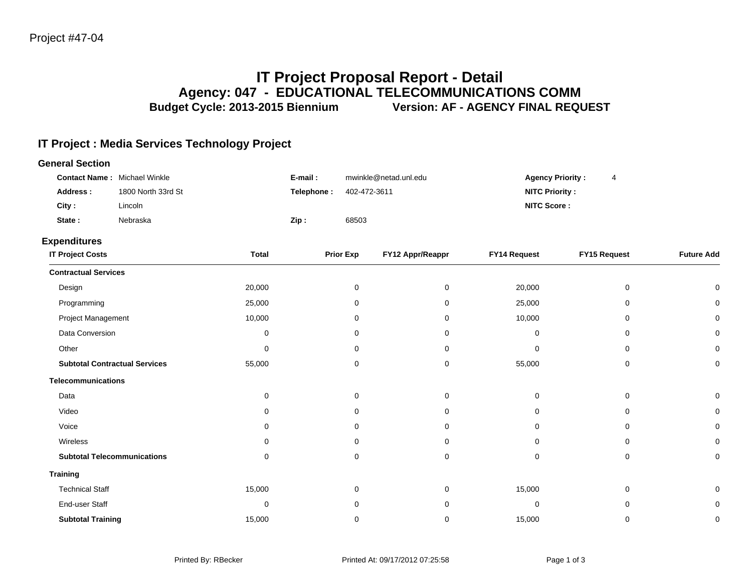Project #47-04

# IT Project Proposal Report - Detail

## Agency: 047 - EDUCATIONAL TELECOMMUNICATIONS COMM

### Budget Cycle: 2013-2015 Biennium Version: AF - AGENCY FINAL REQUEST

## IT Project : Media Services Technology Project

### General Section

| | | | | | |
|---|---|---|---|---|---|
| **Contact Name :** | Michael Winkle | **E-mail :** | mwinkle@netad.unl.edu | **Agency Priority :** | 4 |
| **Address :** | 1800 North 33rd St | **Telephone :** | 402-472-3611 | **NITC Priority :** | |
| **City :** | Lincoln | | | **NITC Score :** | |
| **State :** | Nebraska | **Zip :** | 68503 | | |

### Expenditures

| IT Project Costs | Total | Prior Exp | FY12 Appr/Reappr | FY14 Request | FY15 Request | Future Add |
|---|---|---|---|---|---|---|
| **Contractual Services** | | | | | | |
| Design | 20,000 | 0 | 0 | 20,000 | 0 | 0 |
| Programming | 25,000 | 0 | 0 | 25,000 | 0 | 0 |
| Project Management | 10,000 | 0 | 0 | 10,000 | 0 | 0 |
| Data Conversion | 0 | 0 | 0 | 0 | 0 | 0 |
| Other | 0 | 0 | 0 | 0 | 0 | 0 |
| **Subtotal Contractual Services** | 55,000 | 0 | 0 | 55,000 | 0 | 0 |
| **Telecommunications** | | | | | | |
| Data | 0 | 0 | 0 | 0 | 0 | 0 |
| Video | 0 | 0 | 0 | 0 | 0 | 0 |
| Voice | 0 | 0 | 0 | 0 | 0 | 0 |
| Wireless | 0 | 0 | 0 | 0 | 0 | 0 |
| **Subtotal Telecommunications** | 0 | 0 | 0 | 0 | 0 | 0 |
| **Training** | | | | | | |
| Technical Staff | 15,000 | 0 | 0 | 15,000 | 0 | 0 |
| End-user Staff | 0 | 0 | 0 | 0 | 0 | 0 |
| **Subtotal Training** | 15,000 | 0 | 0 | 15,000 | 0 | 0 |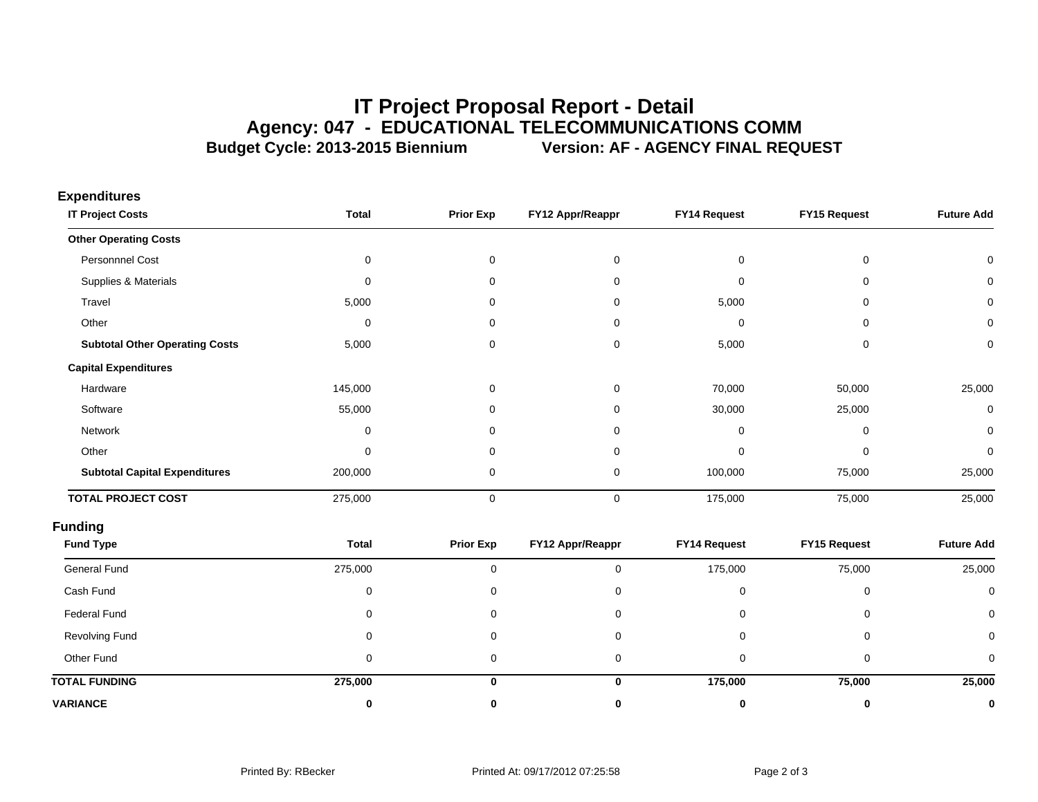# IT Project Proposal Report - Detail
## Agency: 047 - EDUCATIONAL TELECOMMUNICATIONS COMM
### Budget Cycle: 2013-2015 Biennium Version: AF - AGENCY FINAL REQUEST

## Expenditures

| IT Project Costs | Total | Prior Exp | FY12 Appr/Reappr | FY14 Request | FY15 Request | Future Add |
|---|---|---|---|---|---|---|
| **Other Operating Costs** | | | | | | |
| Personnnel Cost | 0 | 0 | 0 | 0 | 0 | 0 |
| Supplies & Materials | 0 | 0 | 0 | 0 | 0 | 0 |
| Travel | 5,000 | 0 | 0 | 5,000 | 0 | 0 |
| Other | 0 | 0 | 0 | 0 | 0 | 0 |
| **Subtotal Other Operating Costs** | 5,000 | 0 | 0 | 5,000 | 0 | 0 |
| **Capital Expenditures** | | | | | | |
| Hardware | 145,000 | 0 | 0 | 70,000 | 50,000 | 25,000 |
| Software | 55,000 | 0 | 0 | 30,000 | 25,000 | 0 |
| Network | 0 | 0 | 0 | 0 | 0 | 0 |
| Other | 0 | 0 | 0 | 0 | 0 | 0 |
| **Subtotal Capital Expenditures** | 200,000 | 0 | 0 | 100,000 | 75,000 | 25,000 |
| **TOTAL PROJECT COST** | 275,000 | 0 | 0 | 175,000 | 75,000 | 25,000 |

## Funding

| Fund Type | Total | Prior Exp | FY12 Appr/Reappr | FY14 Request | FY15 Request | Future Add |
|---|---|---|---|---|---|---|
| General Fund | 275,000 | 0 | 0 | 175,000 | 75,000 | 25,000 |
| Cash Fund | 0 | 0 | 0 | 0 | 0 | 0 |
| Federal Fund | 0 | 0 | 0 | 0 | 0 | 0 |
| Revolving Fund | 0 | 0 | 0 | 0 | 0 | 0 |
| Other Fund | 0 | 0 | 0 | 0 | 0 | 0 |
| **TOTAL FUNDING** | **275,000** | **0** | **0** | **175,000** | **75,000** | **25,000** |
| **VARIANCE** | **0** | **0** | **0** | **0** | **0** | **0** |

Printed By: RBecker Printed At: 09/17/2012 07:25:58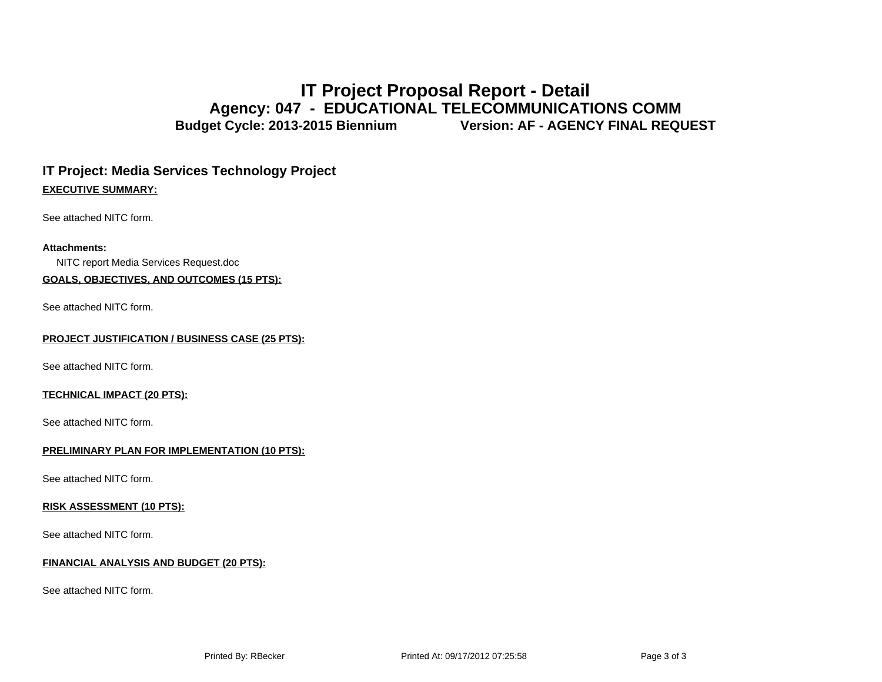# IT Project Proposal Report - Detail

## Agency: 047 - EDUCATIONAL TELECOMMUNICATIONS COMM

**Budget Cycle: 2013-2015 Biennium Version: AF - AGENCY FINAL REQUEST**

## IT Project: Media Services Technology Project

**EXECUTIVE SUMMARY:**

See attached NITC form.

**Attachments:**

NITC report Media Services Request.doc

**GOALS, OBJECTIVES, AND OUTCOMES (15 PTS):**

See attached NITC form.

**PROJECT JUSTIFICATION / BUSINESS CASE (25 PTS):**

See attached NITC form.

**TECHNICAL IMPACT (20 PTS):**

See attached NITC form.

**PRELIMINARY PLAN FOR IMPLEMENTATION (10 PTS):**

See attached NITC form.

**RISK ASSESSMENT (10 PTS):**

See attached NITC form.

**FINANCIAL ANALYSIS AND BUDGET (20 PTS):**

See attached NITC form.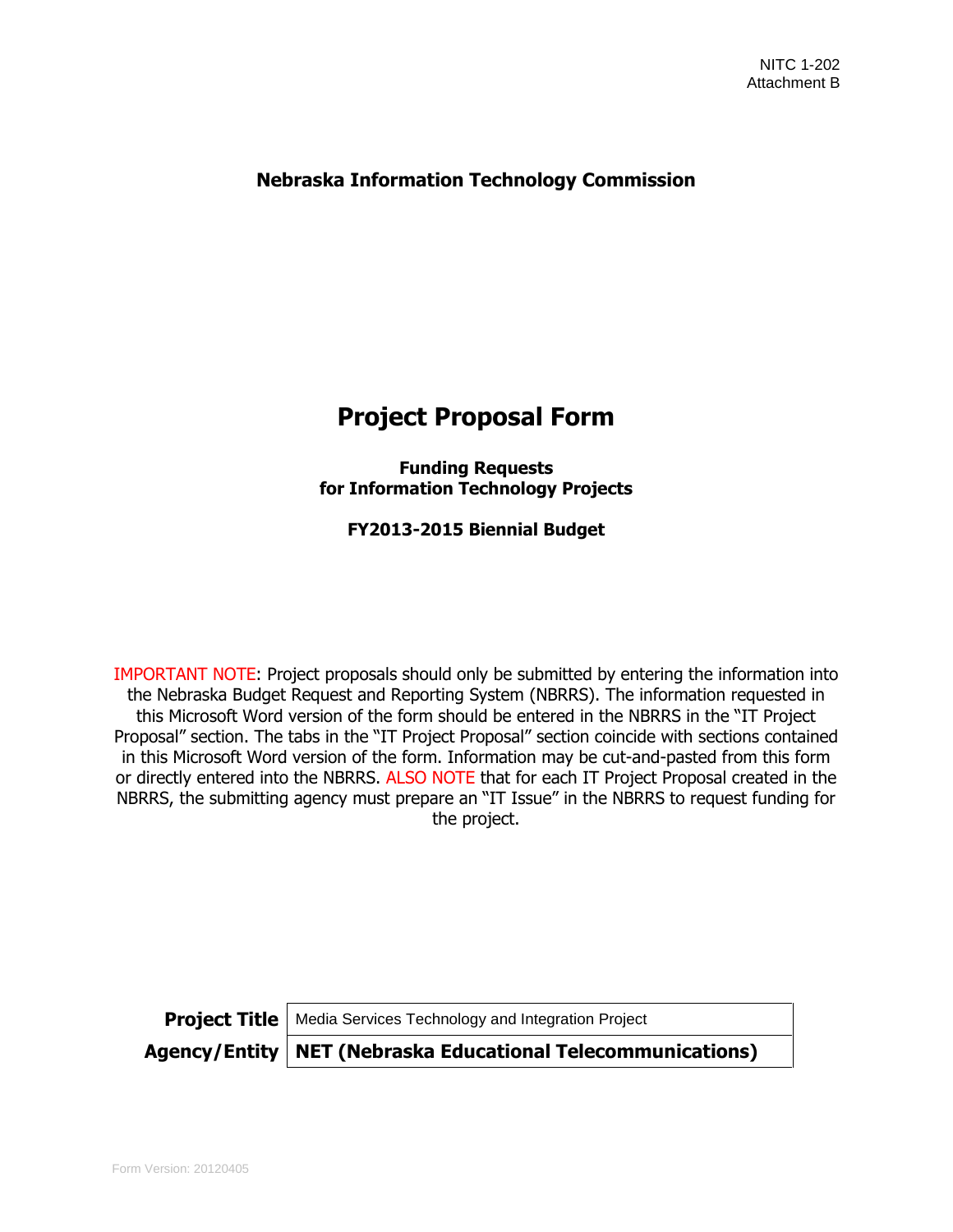NITC 1-202
Attachment B

**Nebraska Information Technology Commission**

# Project Proposal Form

**Funding Requests**
**for Information Technology Projects**

**FY2013-2015 Biennial Budget**

IMPORTANT NOTE: Project proposals should only be submitted by entering the information into the Nebraska Budget Request and Reporting System (NBRRS). The information requested in this Microsoft Word version of the form should be entered in the NBRRS in the "IT Project Proposal" section. The tabs in the "IT Project Proposal" section coincide with sections contained in this Microsoft Word version of the form. Information may be cut-and-pasted from this form or directly entered into the NBRRS. ALSO NOTE that for each IT Project Proposal created in the NBRRS, the submitting agency must prepare an "IT Issue" in the NBRRS to request funding for the project.

| | |
|---|---|
| **Project Title** | Media Services Technology and Integration Project |
| **Agency/Entity** | **NET (Nebraska Educational Telecommunications)** |

Form Version: 20120405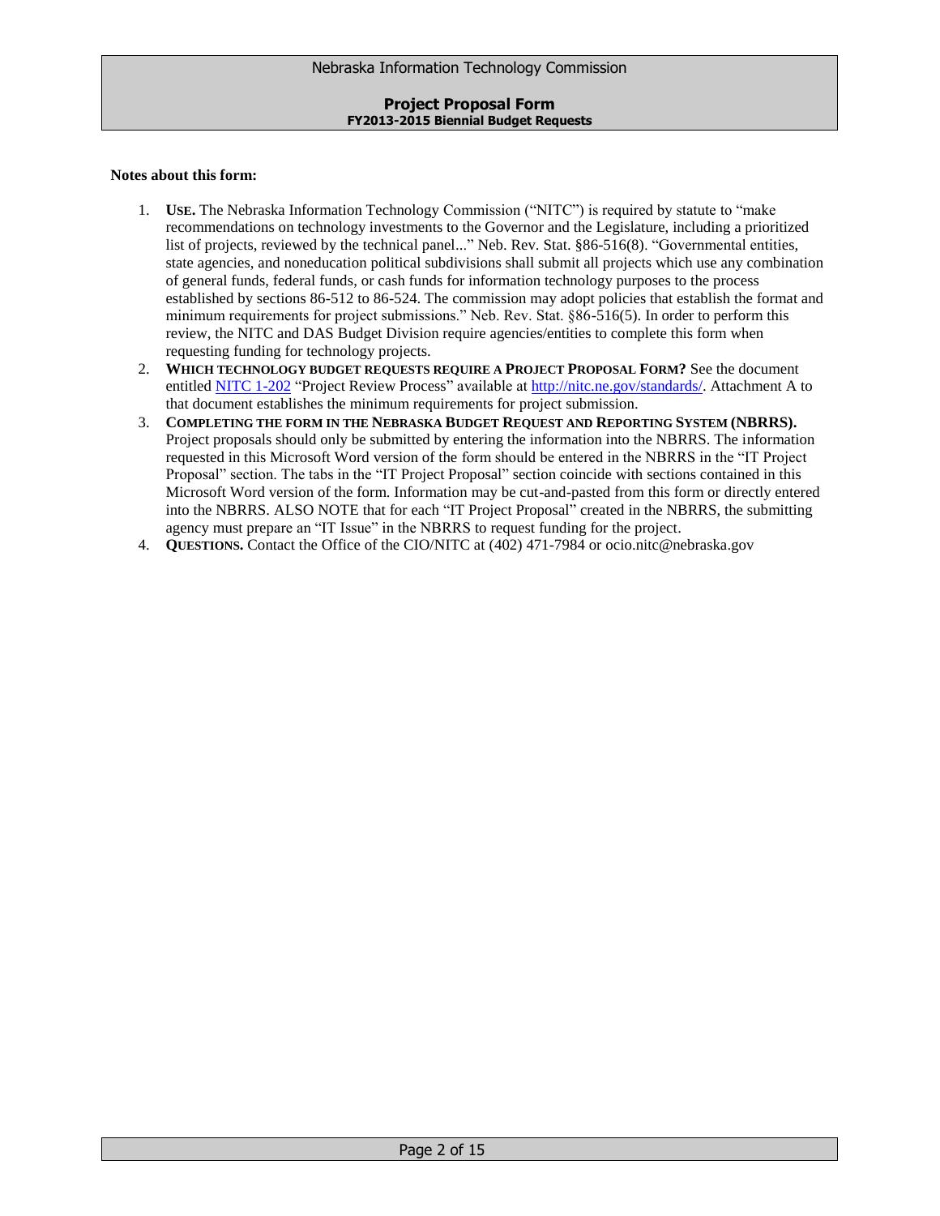**Notes about this form:**

1. **USE.** The Nebraska Information Technology Commission ("NITC") is required by statute to "make recommendations on technology investments to the Governor and the Legislature, including a prioritized list of projects, reviewed by the technical panel..." Neb. Rev. Stat. §86-516(8). "Governmental entities, state agencies, and noneducation political subdivisions shall submit all projects which use any combination of general funds, federal funds, or cash funds for information technology purposes to the process established by sections 86-512 to 86-524. The commission may adopt policies that establish the format and minimum requirements for project submissions." Neb. Rev. Stat. §86-516(5). In order to perform this review, the NITC and DAS Budget Division require agencies/entities to complete this form when requesting funding for technology projects.
2. **WHICH TECHNOLOGY BUDGET REQUESTS REQUIRE A PROJECT PROPOSAL FORM?** See the document entitled NITC 1-202 "Project Review Process" available at http://nitc.ne.gov/standards/. Attachment A to that document establishes the minimum requirements for project submission.
3. **COMPLETING THE FORM IN THE NEBRASKA BUDGET REQUEST AND REPORTING SYSTEM (NBRRS).** Project proposals should only be submitted by entering the information into the NBRRS. The information requested in this Microsoft Word version of the form should be entered in the NBRRS in the "IT Project Proposal" section. The tabs in the "IT Project Proposal" section coincide with sections contained in this Microsoft Word version of the form. Information may be cut-and-pasted from this form or directly entered into the NBRRS. ALSO NOTE that for each "IT Project Proposal" created in the NBRRS, the submitting agency must prepare an "IT Issue" in the NBRRS to request funding for the project.
4. **QUESTIONS.** Contact the Office of the CIO/NITC at (402) 471-7984 or ocio.nitc@nebraska.gov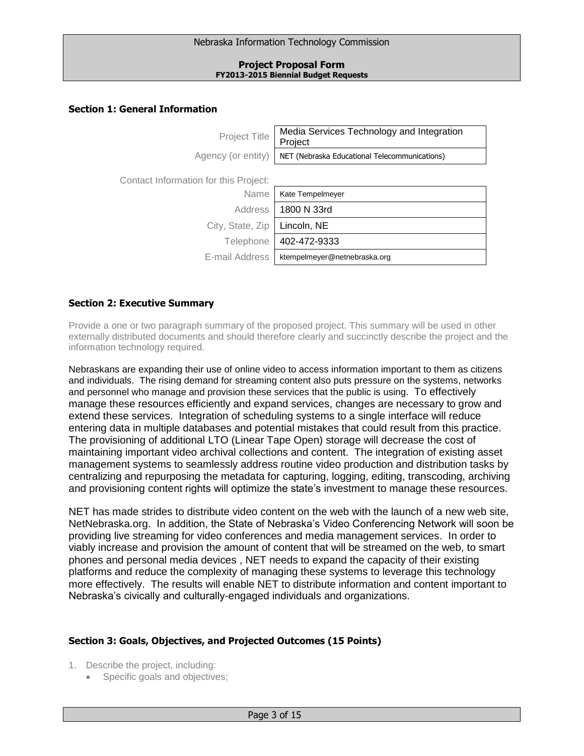Nebraska Information Technology Commission

**Project Proposal Form**
**FY2013-2015 Biennial Budget Requests**

## Section 1: General Information

| | |
|---|---|
| Project Title | Media Services Technology and Integration Project |
| Agency (or entity) | NET (Nebraska Educational Telecommunications) |

Contact Information for this Project:

| | |
|---|---|
| Name | Kate Tempelmeyer |
| Address | 1800 N 33rd |
| City, State, Zip | Lincoln, NE |
| Telephone | 402-472-9333 |
| E-mail Address | ktempelmeyer@netnebraska.org |

## Section 2: Executive Summary

Provide a one or two paragraph summary of the proposed project. This summary will be used in other externally distributed documents and should therefore clearly and succinctly describe the project and the information technology required.

Nebraskans are expanding their use of online video to access information important to them as citizens and individuals. The rising demand for streaming content also puts pressure on the systems, networks and personnel who manage and provision these services that the public is using. To effectively manage these resources efficiently and expand services, changes are necessary to grow and extend these services. Integration of scheduling systems to a single interface will reduce entering data in multiple databases and potential mistakes that could result from this practice. The provisioning of additional LTO (Linear Tape Open) storage will decrease the cost of maintaining important video archival collections and content. The integration of existing asset management systems to seamlessly address routine video production and distribution tasks by centralizing and repurposing the metadata for capturing, logging, editing, transcoding, archiving and provisioning content rights will optimize the state's investment to manage these resources.

NET has made strides to distribute video content on the web with the launch of a new web site, NetNebraska.org. In addition, the State of Nebraska's Video Conferencing Network will soon be providing live streaming for video conferences and media management services. In order to viably increase and provision the amount of content that will be streamed on the web, to smart phones and personal media devices , NET needs to expand the capacity of their existing platforms and reduce the complexity of managing these systems to leverage this technology more effectively. The results will enable NET to distribute information and content important to Nebraska's civically and culturally-engaged individuals and organizations.

## Section 3: Goals, Objectives, and Projected Outcomes (15 Points)

1. Describe the project, including:
   - Specific goals and objectives;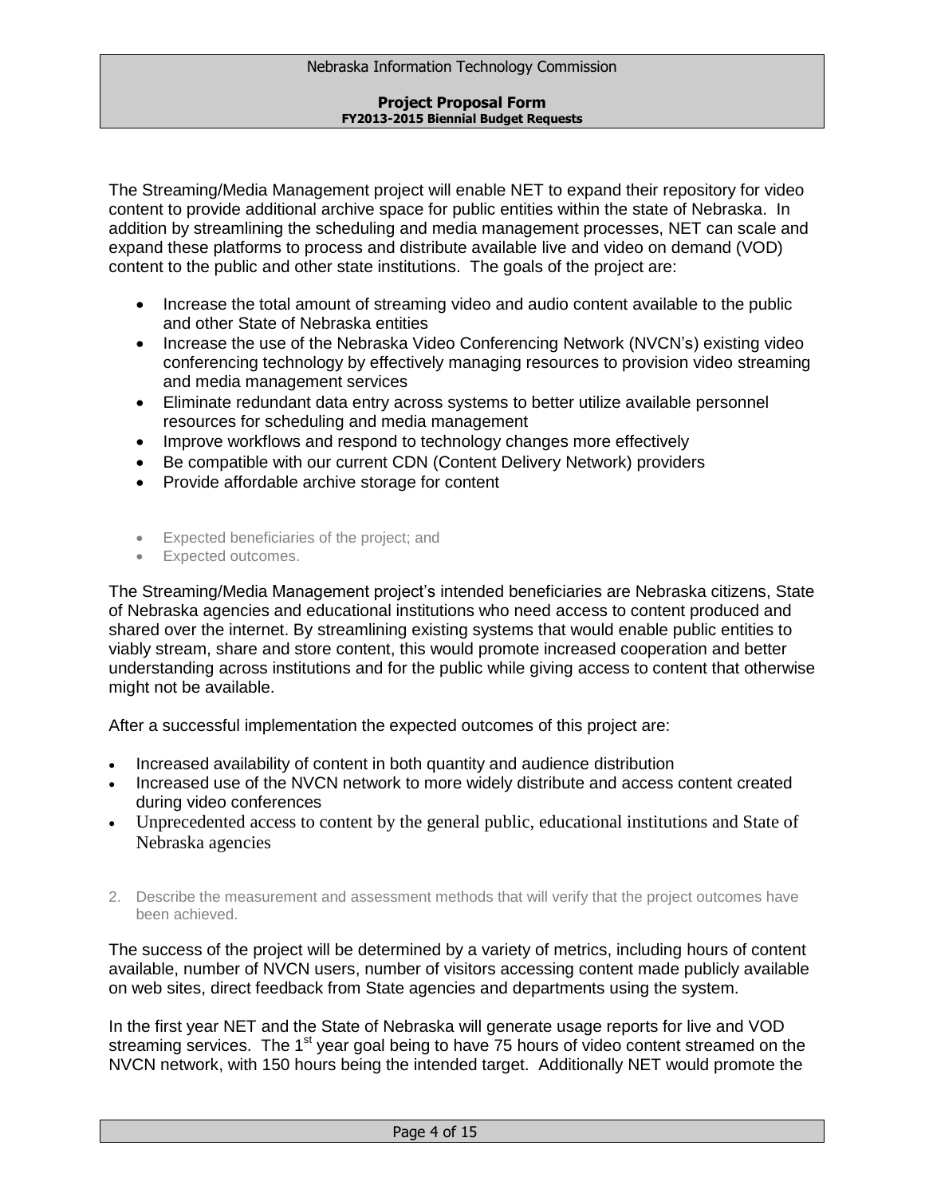The Streaming/Media Management project will enable NET to expand their repository for video content to provide additional archive space for public entities within the state of Nebraska. In addition by streamlining the scheduling and media management processes, NET can scale and expand these platforms to process and distribute available live and video on demand (VOD) content to the public and other state institutions. The goals of the project are:

- Increase the total amount of streaming video and audio content available to the public and other State of Nebraska entities
- Increase the use of the Nebraska Video Conferencing Network (NVCN's) existing video conferencing technology by effectively managing resources to provision video streaming and media management services
- Eliminate redundant data entry across systems to better utilize available personnel resources for scheduling and media management
- Improve workflows and respond to technology changes more effectively
- Be compatible with our current CDN (Content Delivery Network) providers
- Provide affordable archive storage for content

- Expected beneficiaries of the project; and
- Expected outcomes.

The Streaming/Media Management project's intended beneficiaries are Nebraska citizens, State of Nebraska agencies and educational institutions who need access to content produced and shared over the internet. By streamlining existing systems that would enable public entities to viably stream, share and store content, this would promote increased cooperation and better understanding across institutions and for the public while giving access to content that otherwise might not be available.

After a successful implementation the expected outcomes of this project are:

- Increased availability of content in both quantity and audience distribution
- Increased use of the NVCN network to more widely distribute and access content created during video conferences
- Unprecedented access to content by the general public, educational institutions and State of Nebraska agencies

2. Describe the measurement and assessment methods that will verify that the project outcomes have been achieved.

The success of the project will be determined by a variety of metrics, including hours of content available, number of NVCN users, number of visitors accessing content made publicly available on web sites, direct feedback from State agencies and departments using the system.

In the first year NET and the State of Nebraska will generate usage reports for live and VOD streaming services. The 1st year goal being to have 75 hours of video content streamed on the NVCN network, with 150 hours being the intended target. Additionally NET would promote the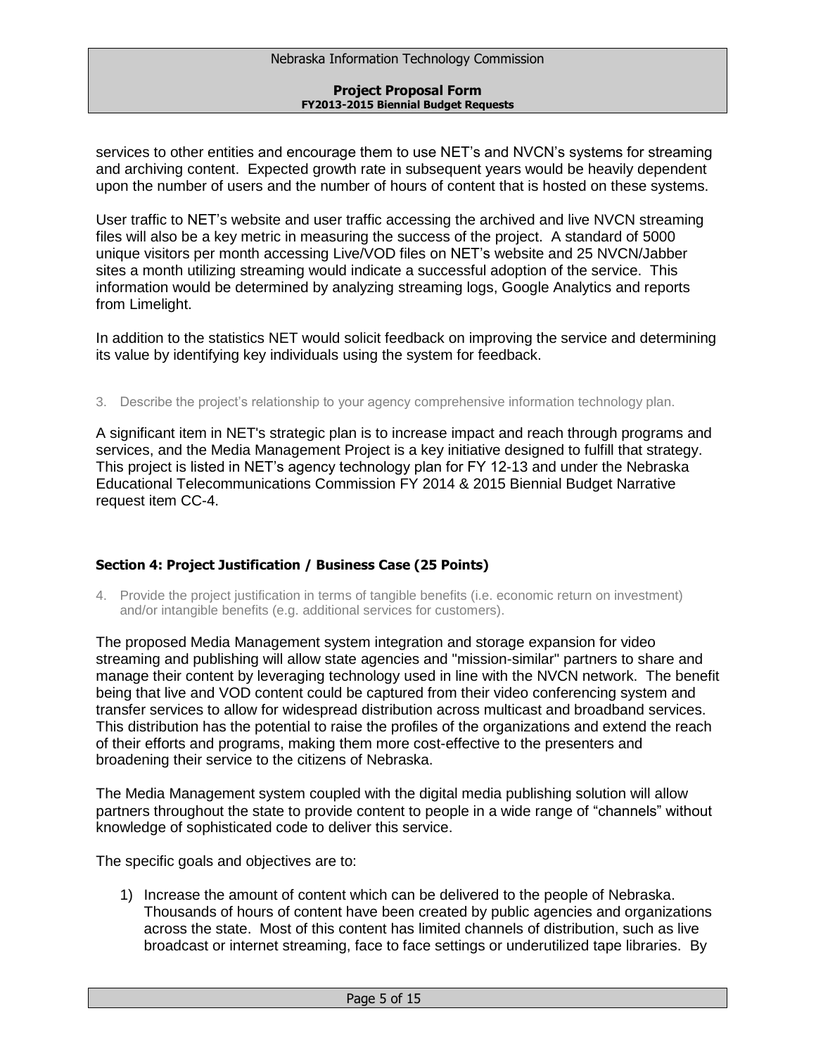services to other entities and encourage them to use NET's and NVCN's systems for streaming and archiving content. Expected growth rate in subsequent years would be heavily dependent upon the number of users and the number of hours of content that is hosted on these systems.

User traffic to NET's website and user traffic accessing the archived and live NVCN streaming files will also be a key metric in measuring the success of the project. A standard of 5000 unique visitors per month accessing Live/VOD files on NET's website and 25 NVCN/Jabber sites a month utilizing streaming would indicate a successful adoption of the service. This information would be determined by analyzing streaming logs, Google Analytics and reports from Limelight.

In addition to the statistics NET would solicit feedback on improving the service and determining its value by identifying key individuals using the system for feedback.

3. Describe the project's relationship to your agency comprehensive information technology plan.

A significant item in NET's strategic plan is to increase impact and reach through programs and services, and the Media Management Project is a key initiative designed to fulfill that strategy. This project is listed in NET's agency technology plan for FY 12-13 and under the Nebraska Educational Telecommunications Commission FY 2014 & 2015 Biennial Budget Narrative request item CC-4.

## Section 4: Project Justification / Business Case (25 Points)

4. Provide the project justification in terms of tangible benefits (i.e. economic return on investment) and/or intangible benefits (e.g. additional services for customers).

The proposed Media Management system integration and storage expansion for video streaming and publishing will allow state agencies and "mission-similar" partners to share and manage their content by leveraging technology used in line with the NVCN network. The benefit being that live and VOD content could be captured from their video conferencing system and transfer services to allow for widespread distribution across multicast and broadband services. This distribution has the potential to raise the profiles of the organizations and extend the reach of their efforts and programs, making them more cost-effective to the presenters and broadening their service to the citizens of Nebraska.

The Media Management system coupled with the digital media publishing solution will allow partners throughout the state to provide content to people in a wide range of "channels" without knowledge of sophisticated code to deliver this service.

The specific goals and objectives are to:

1) Increase the amount of content which can be delivered to the people of Nebraska. Thousands of hours of content have been created by public agencies and organizations across the state. Most of this content has limited channels of distribution, such as live broadcast or internet streaming, face to face settings or underutilized tape libraries. By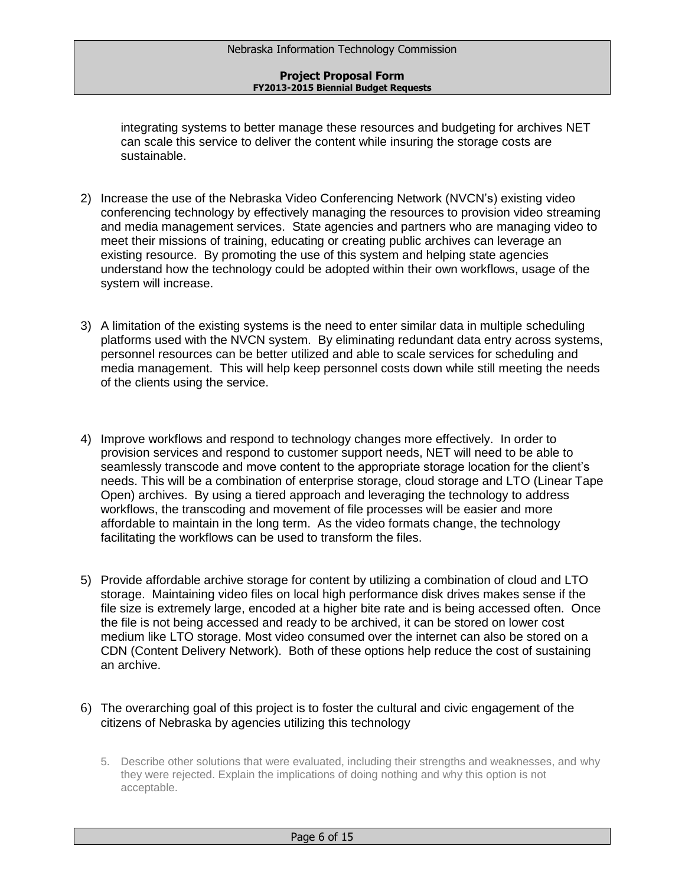integrating systems to better manage these resources and budgeting for archives NET can scale this service to deliver the content while insuring the storage costs are sustainable.

2) Increase the use of the Nebraska Video Conferencing Network (NVCN's) existing video conferencing technology by effectively managing the resources to provision video streaming and media management services. State agencies and partners who are managing video to meet their missions of training, educating or creating public archives can leverage an existing resource. By promoting the use of this system and helping state agencies understand how the technology could be adopted within their own workflows, usage of the system will increase.

3) A limitation of the existing systems is the need to enter similar data in multiple scheduling platforms used with the NVCN system. By eliminating redundant data entry across systems, personnel resources can be better utilized and able to scale services for scheduling and media management. This will help keep personnel costs down while still meeting the needs of the clients using the service.

4) Improve workflows and respond to technology changes more effectively. In order to provision services and respond to customer support needs, NET will need to be able to seamlessly transcode and move content to the appropriate storage location for the client's needs. This will be a combination of enterprise storage, cloud storage and LTO (Linear Tape Open) archives. By using a tiered approach and leveraging the technology to address workflows, the transcoding and movement of file processes will be easier and more affordable to maintain in the long term. As the video formats change, the technology facilitating the workflows can be used to transform the files.

5) Provide affordable archive storage for content by utilizing a combination of cloud and LTO storage. Maintaining video files on local high performance disk drives makes sense if the file size is extremely large, encoded at a higher bite rate and is being accessed often. Once the file is not being accessed and ready to be archived, it can be stored on lower cost medium like LTO storage. Most video consumed over the internet can also be stored on a CDN (Content Delivery Network). Both of these options help reduce the cost of sustaining an archive.

6) The overarching goal of this project is to foster the cultural and civic engagement of the citizens of Nebraska by agencies utilizing this technology

5. Describe other solutions that were evaluated, including their strengths and weaknesses, and why they were rejected. Explain the implications of doing nothing and why this option is not acceptable.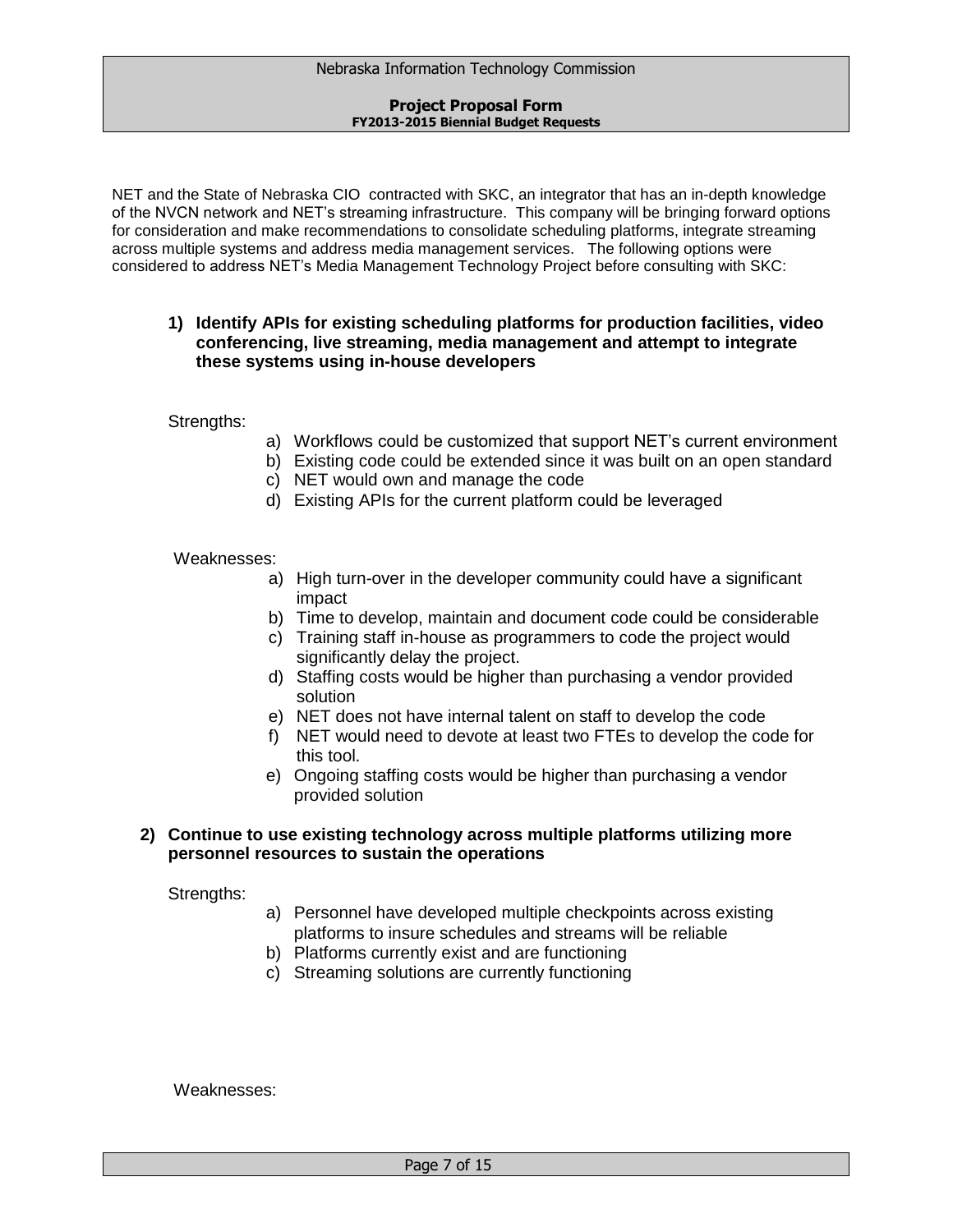NET and the State of Nebraska CIO contracted with SKC, an integrator that has an in-depth knowledge of the NVCN network and NET's streaming infrastructure. This company will be bringing forward options for consideration and make recommendations to consolidate scheduling platforms, integrate streaming across multiple systems and address media management services. The following options were considered to address NET's Media Management Technology Project before consulting with SKC:

**1) Identify APIs for existing scheduling platforms for production facilities, video conferencing, live streaming, media management and attempt to integrate these systems using in-house developers**

Strengths:

a) Workflows could be customized that support NET's current environment
b) Existing code could be extended since it was built on an open standard
c) NET would own and manage the code
d) Existing APIs for the current platform could be leveraged

Weaknesses:

a) High turn-over in the developer community could have a significant impact
b) Time to develop, maintain and document code could be considerable
c) Training staff in-house as programmers to code the project would significantly delay the project.
d) Staffing costs would be higher than purchasing a vendor provided solution
e) NET does not have internal talent on staff to develop the code
f) NET would need to devote at least two FTEs to develop the code for this tool.
e) Ongoing staffing costs would be higher than purchasing a vendor provided solution

**2) Continue to use existing technology across multiple platforms utilizing more personnel resources to sustain the operations**

Strengths:

a) Personnel have developed multiple checkpoints across existing platforms to insure schedules and streams will be reliable
b) Platforms currently exist and are functioning
c) Streaming solutions are currently functioning

Weaknesses: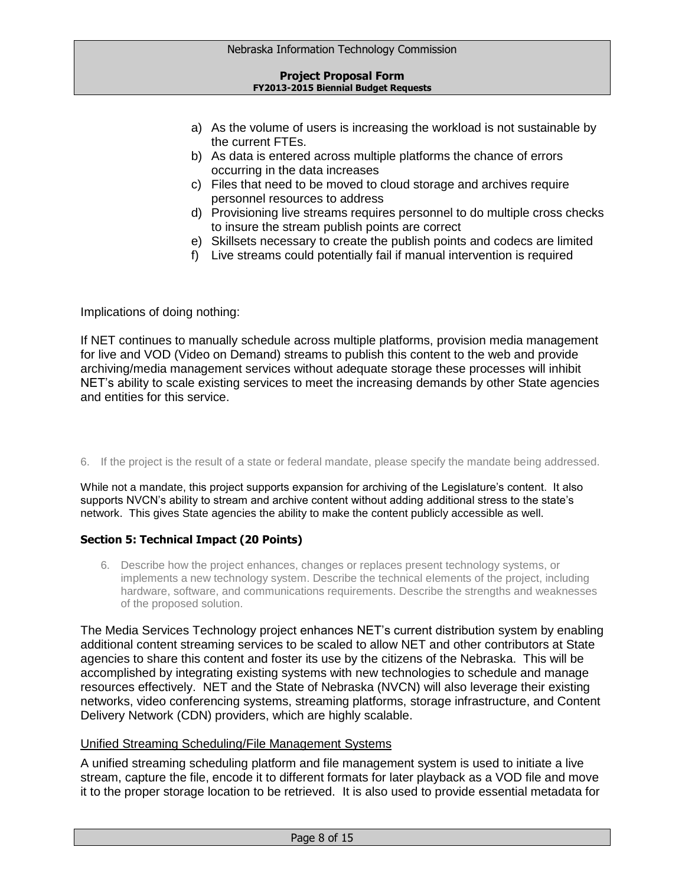a) As the volume of users is increasing the workload is not sustainable by the current FTEs.
b) As data is entered across multiple platforms the chance of errors occurring in the data increases
c) Files that need to be moved to cloud storage and archives require personnel resources to address
d) Provisioning live streams requires personnel to do multiple cross checks to insure the stream publish points are correct
e) Skillsets necessary to create the publish points and codecs are limited
f) Live streams could potentially fail if manual intervention is required

Implications of doing nothing:

If NET continues to manually schedule across multiple platforms, provision media management for live and VOD (Video on Demand) streams to publish this content to the web and provide archiving/media management services without adequate storage these processes will inhibit NET's ability to scale existing services to meet the increasing demands by other State agencies and entities for this service.

6. If the project is the result of a state or federal mandate, please specify the mandate being addressed.

While not a mandate, this project supports expansion for archiving of the Legislature's content. It also supports NVCN's ability to stream and archive content without adding additional stress to the state's network. This gives State agencies the ability to make the content publicly accessible as well.

**Section 5: Technical Impact (20 Points)**

6. Describe how the project enhances, changes or replaces present technology systems, or implements a new technology system. Describe the technical elements of the project, including hardware, software, and communications requirements. Describe the strengths and weaknesses of the proposed solution.

The Media Services Technology project enhances NET's current distribution system by enabling additional content streaming services to be scaled to allow NET and other contributors at State agencies to share this content and foster its use by the citizens of the Nebraska. This will be accomplished by integrating existing systems with new technologies to schedule and manage resources effectively. NET and the State of Nebraska (NVCN) will also leverage their existing networks, video conferencing systems, streaming platforms, storage infrastructure, and Content Delivery Network (CDN) providers, which are highly scalable.

Unified Streaming Scheduling/File Management Systems

A unified streaming scheduling platform and file management system is used to initiate a live stream, capture the file, encode it to different formats for later playback as a VOD file and move it to the proper storage location to be retrieved. It is also used to provide essential metadata for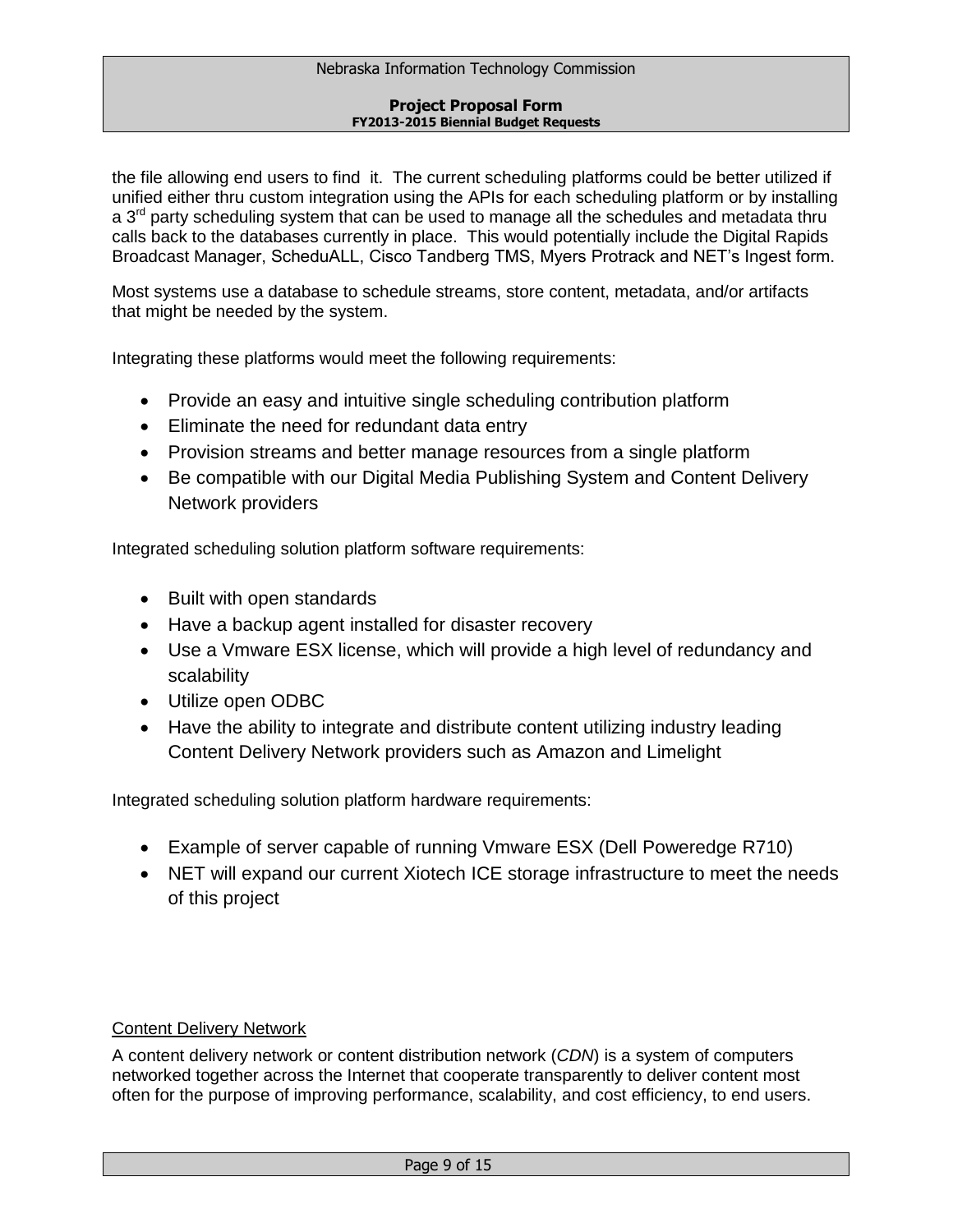the file allowing end users to find it. The current scheduling platforms could be better utilized if unified either thru custom integration using the APIs for each scheduling platform or by installing a 3rd party scheduling system that can be used to manage all the schedules and metadata thru calls back to the databases currently in place. This would potentially include the Digital Rapids Broadcast Manager, ScheduALL, Cisco Tandberg TMS, Myers Protrack and NET's Ingest form.

Most systems use a database to schedule streams, store content, metadata, and/or artifacts that might be needed by the system.

Integrating these platforms would meet the following requirements:

- Provide an easy and intuitive single scheduling contribution platform
- Eliminate the need for redundant data entry
- Provision streams and better manage resources from a single platform
- Be compatible with our Digital Media Publishing System and Content Delivery Network providers

Integrated scheduling solution platform software requirements:

- Built with open standards
- Have a backup agent installed for disaster recovery
- Use a Vmware ESX license, which will provide a high level of redundancy and scalability
- Utilize open ODBC
- Have the ability to integrate and distribute content utilizing industry leading Content Delivery Network providers such as Amazon and Limelight

Integrated scheduling solution platform hardware requirements:

- Example of server capable of running Vmware ESX (Dell Poweredge R710)
- NET will expand our current Xiotech ICE storage infrastructure to meet the needs of this project

Content Delivery Network

A content delivery network or content distribution network (*CDN*) is a system of computers networked together across the Internet that cooperate transparently to deliver content most often for the purpose of improving performance, scalability, and cost efficiency, to end users.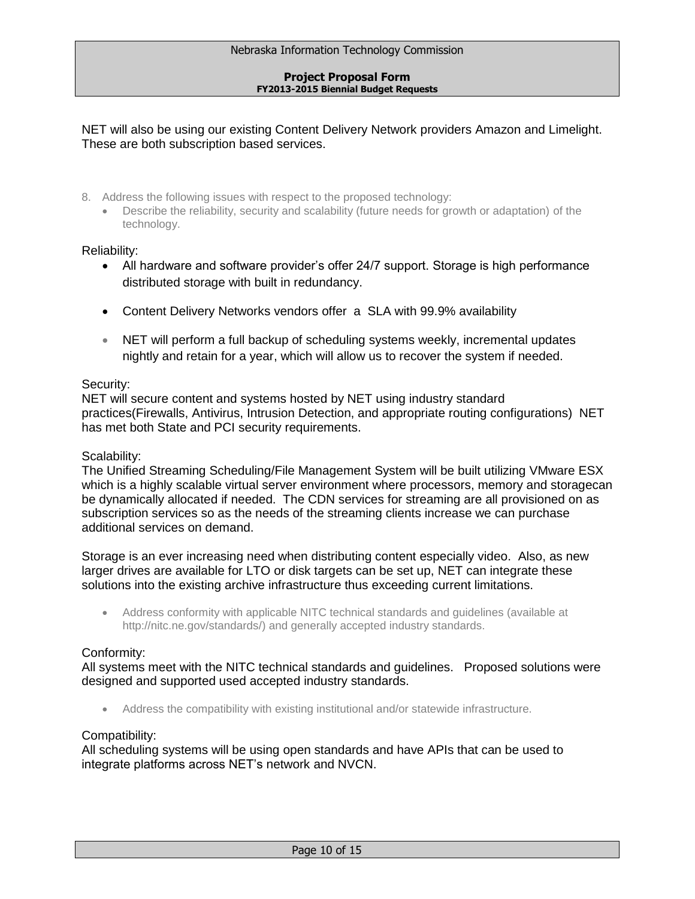NET will also be using our existing Content Delivery Network providers Amazon and Limelight. These are both subscription based services.

8. Address the following issues with respect to the proposed technology:
   - Describe the reliability, security and scalability (future needs for growth or adaptation) of the technology.

Reliability:

- All hardware and software provider's offer 24/7 support. Storage is high performance distributed storage with built in redundancy.
- Content Delivery Networks vendors offer a SLA with 99.9% availability
- NET will perform a full backup of scheduling systems weekly, incremental updates nightly and retain for a year, which will allow us to recover the system if needed.

Security:
NET will secure content and systems hosted by NET using industry standard practices(Firewalls, Antivirus, Intrusion Detection, and appropriate routing configurations) NET has met both State and PCI security requirements.

Scalability:
The Unified Streaming Scheduling/File Management System will be built utilizing VMware ESX which is a highly scalable virtual server environment where processors, memory and storagecan be dynamically allocated if needed. The CDN services for streaming are all provisioned on as subscription services so as the needs of the streaming clients increase we can purchase additional services on demand.

Storage is an ever increasing need when distributing content especially video. Also, as new larger drives are available for LTO or disk targets can be set up, NET can integrate these solutions into the existing archive infrastructure thus exceeding current limitations.

- Address conformity with applicable NITC technical standards and guidelines (available at http://nitc.ne.gov/standards/) and generally accepted industry standards.

Conformity:
All systems meet with the NITC technical standards and guidelines. Proposed solutions were designed and supported used accepted industry standards.

- Address the compatibility with existing institutional and/or statewide infrastructure.

Compatibility:
All scheduling systems will be using open standards and have APIs that can be used to integrate platforms across NET's network and NVCN.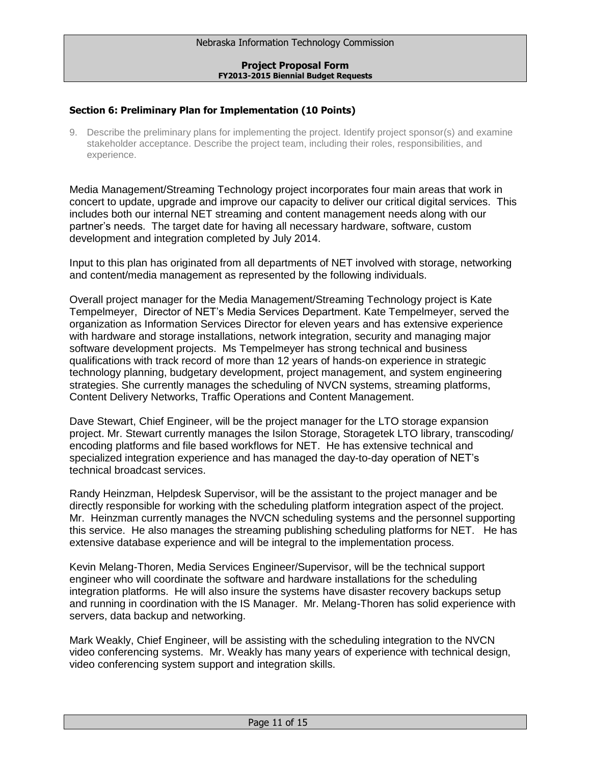### Section 6: Preliminary Plan for Implementation (10 Points)

9. Describe the preliminary plans for implementing the project. Identify project sponsor(s) and examine stakeholder acceptance. Describe the project team, including their roles, responsibilities, and experience.

Media Management/Streaming Technology project incorporates four main areas that work in concert to update, upgrade and improve our capacity to deliver our critical digital services. This includes both our internal NET streaming and content management needs along with our partner's needs. The target date for having all necessary hardware, software, custom development and integration completed by July 2014.

Input to this plan has originated from all departments of NET involved with storage, networking and content/media management as represented by the following individuals.

Overall project manager for the Media Management/Streaming Technology project is Kate Tempelmeyer, Director of NET's Media Services Department. Kate Tempelmeyer, served the organization as Information Services Director for eleven years and has extensive experience with hardware and storage installations, network integration, security and managing major software development projects. Ms Tempelmeyer has strong technical and business qualifications with track record of more than 12 years of hands-on experience in strategic technology planning, budgetary development, project management, and system engineering strategies. She currently manages the scheduling of NVCN systems, streaming platforms, Content Delivery Networks, Traffic Operations and Content Management.

Dave Stewart, Chief Engineer, will be the project manager for the LTO storage expansion project. Mr. Stewart currently manages the Isilon Storage, Storagetek LTO library, transcoding/ encoding platforms and file based workflows for NET. He has extensive technical and specialized integration experience and has managed the day-to-day operation of NET's technical broadcast services.

Randy Heinzman, Helpdesk Supervisor, will be the assistant to the project manager and be directly responsible for working with the scheduling platform integration aspect of the project. Mr. Heinzman currently manages the NVCN scheduling systems and the personnel supporting this service. He also manages the streaming publishing scheduling platforms for NET. He has extensive database experience and will be integral to the implementation process.

Kevin Melang-Thoren, Media Services Engineer/Supervisor, will be the technical support engineer who will coordinate the software and hardware installations for the scheduling integration platforms. He will also insure the systems have disaster recovery backups setup and running in coordination with the IS Manager. Mr. Melang-Thoren has solid experience with servers, data backup and networking.

Mark Weakly, Chief Engineer, will be assisting with the scheduling integration to the NVCN video conferencing systems. Mr. Weakly has many years of experience with technical design, video conferencing system support and integration skills.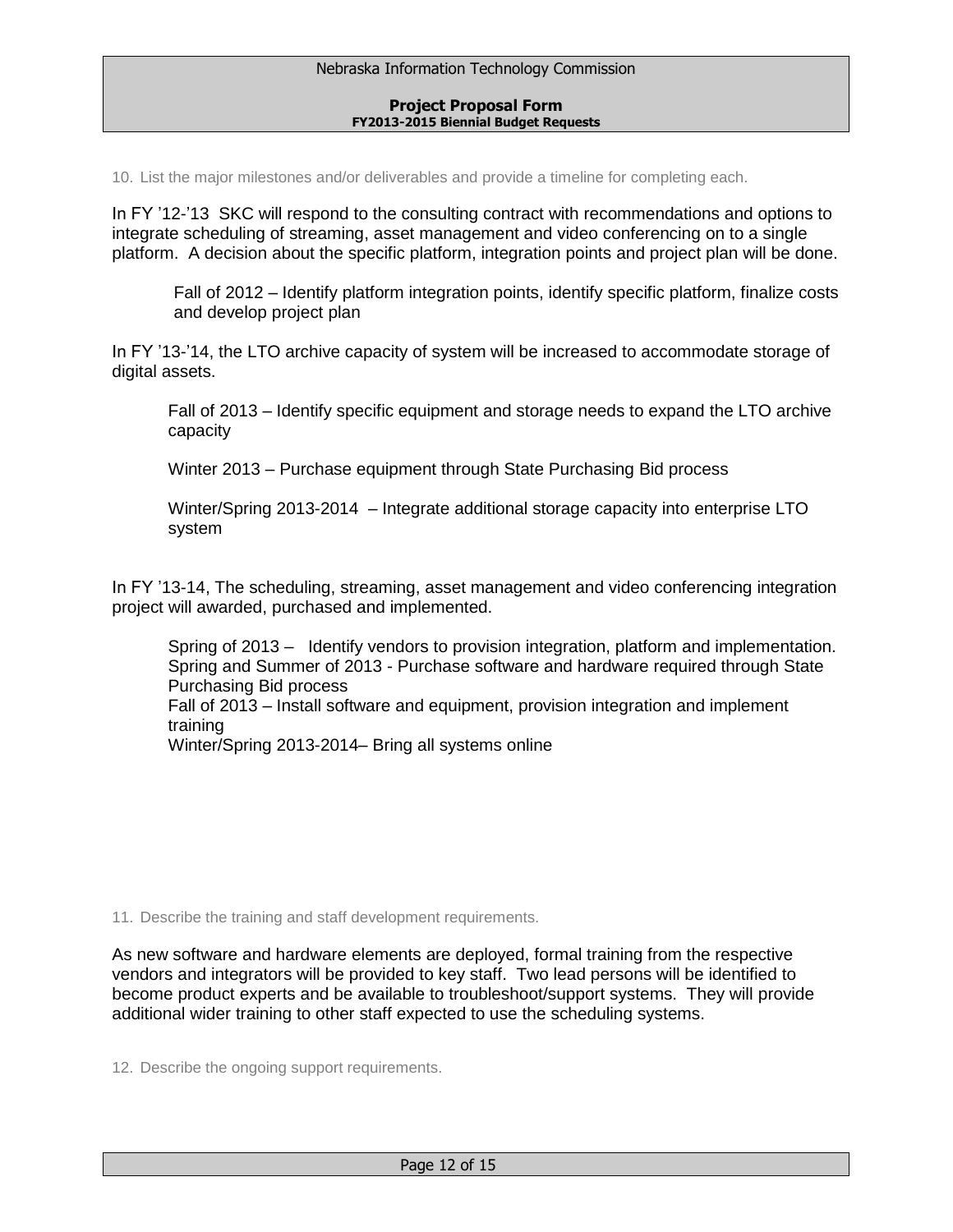10. List the major milestones and/or deliverables and provide a timeline for completing each.

In FY '12-'13 SKC will respond to the consulting contract with recommendations and options to integrate scheduling of streaming, asset management and video conferencing on to a single platform. A decision about the specific platform, integration points and project plan will be done.

> Fall of 2012 – Identify platform integration points, identify specific platform, finalize costs and develop project plan

In FY '13-'14, the LTO archive capacity of system will be increased to accommodate storage of digital assets.

> Fall of 2013 – Identify specific equipment and storage needs to expand the LTO archive capacity
>
> Winter 2013 – Purchase equipment through State Purchasing Bid process
>
> Winter/Spring 2013-2014 – Integrate additional storage capacity into enterprise LTO system

In FY '13-14, The scheduling, streaming, asset management and video conferencing integration project will awarded, purchased and implemented.

> Spring of 2013 – Identify vendors to provision integration, platform and implementation.
> Spring and Summer of 2013 - Purchase software and hardware required through State Purchasing Bid process
> Fall of 2013 – Install software and equipment, provision integration and implement training
> Winter/Spring 2013-2014– Bring all systems online

11. Describe the training and staff development requirements.

As new software and hardware elements are deployed, formal training from the respective vendors and integrators will be provided to key staff. Two lead persons will be identified to become product experts and be available to troubleshoot/support systems. They will provide additional wider training to other staff expected to use the scheduling systems.

12. Describe the ongoing support requirements.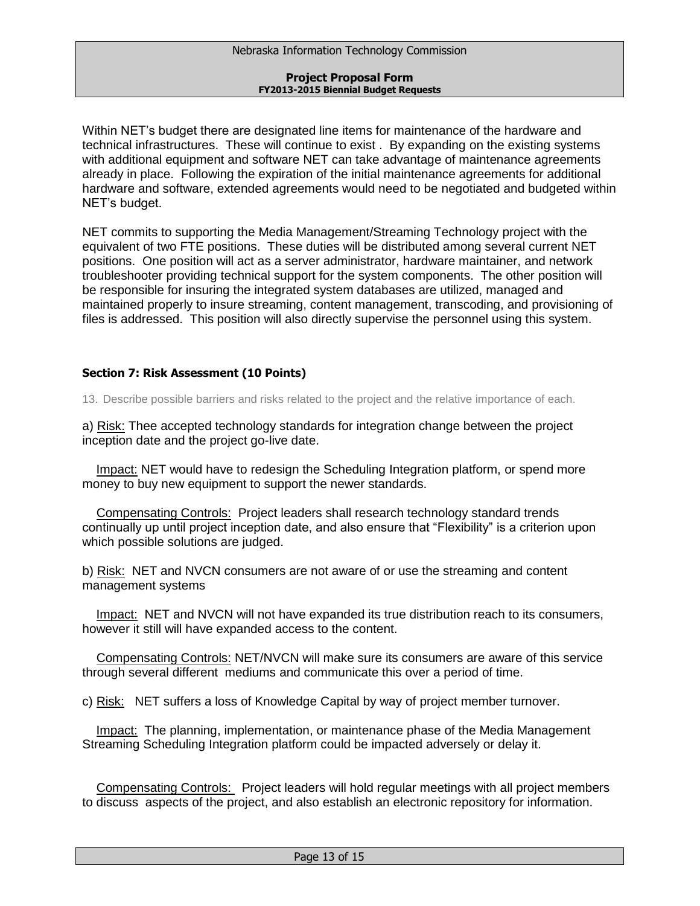Within NET's budget there are designated line items for maintenance of the hardware and technical infrastructures. These will continue to exist . By expanding on the existing systems with additional equipment and software NET can take advantage of maintenance agreements already in place. Following the expiration of the initial maintenance agreements for additional hardware and software, extended agreements would need to be negotiated and budgeted within NET's budget.

NET commits to supporting the Media Management/Streaming Technology project with the equivalent of two FTE positions. These duties will be distributed among several current NET positions. One position will act as a server administrator, hardware maintainer, and network troubleshooter providing technical support for the system components. The other position will be responsible for insuring the integrated system databases are utilized, managed and maintained properly to insure streaming, content management, transcoding, and provisioning of files is addressed. This position will also directly supervise the personnel using this system.

### Section 7: Risk Assessment (10 Points)

13. Describe possible barriers and risks related to the project and the relative importance of each.

a) Risk: Thee accepted technology standards for integration change between the project inception date and the project go-live date.

Impact: NET would have to redesign the Scheduling Integration platform, or spend more money to buy new equipment to support the newer standards.

Compensating Controls: Project leaders shall research technology standard trends continually up until project inception date, and also ensure that "Flexibility" is a criterion upon which possible solutions are judged.

b) Risk: NET and NVCN consumers are not aware of or use the streaming and content management systems

Impact: NET and NVCN will not have expanded its true distribution reach to its consumers, however it still will have expanded access to the content.

Compensating Controls: NET/NVCN will make sure its consumers are aware of this service through several different mediums and communicate this over a period of time.

c) Risk: NET suffers a loss of Knowledge Capital by way of project member turnover.

Impact: The planning, implementation, or maintenance phase of the Media Management Streaming Scheduling Integration platform could be impacted adversely or delay it.

Compensating Controls: Project leaders will hold regular meetings with all project members to discuss aspects of the project, and also establish an electronic repository for information.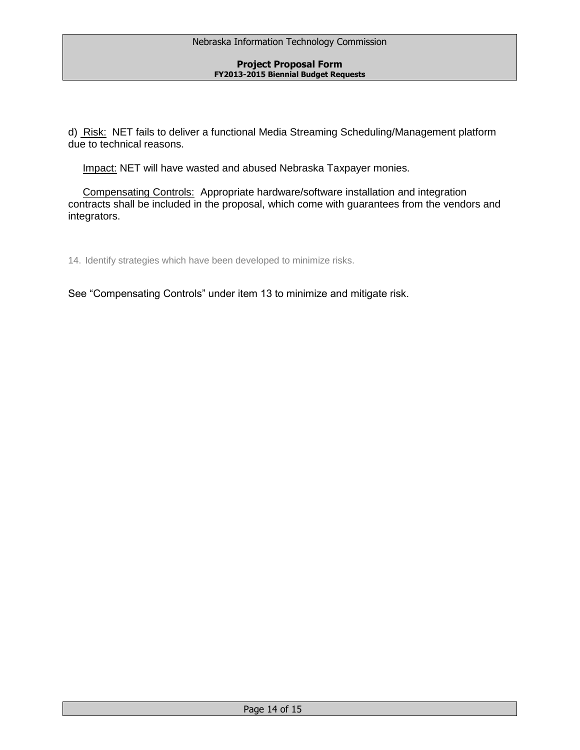d) Risk: NET fails to deliver a functional Media Streaming Scheduling/Management platform due to technical reasons.

Impact: NET will have wasted and abused Nebraska Taxpayer monies.

Compensating Controls: Appropriate hardware/software installation and integration contracts shall be included in the proposal, which come with guarantees from the vendors and integrators.

14. Identify strategies which have been developed to minimize risks.

See "Compensating Controls" under item 13 to minimize and mitigate risk.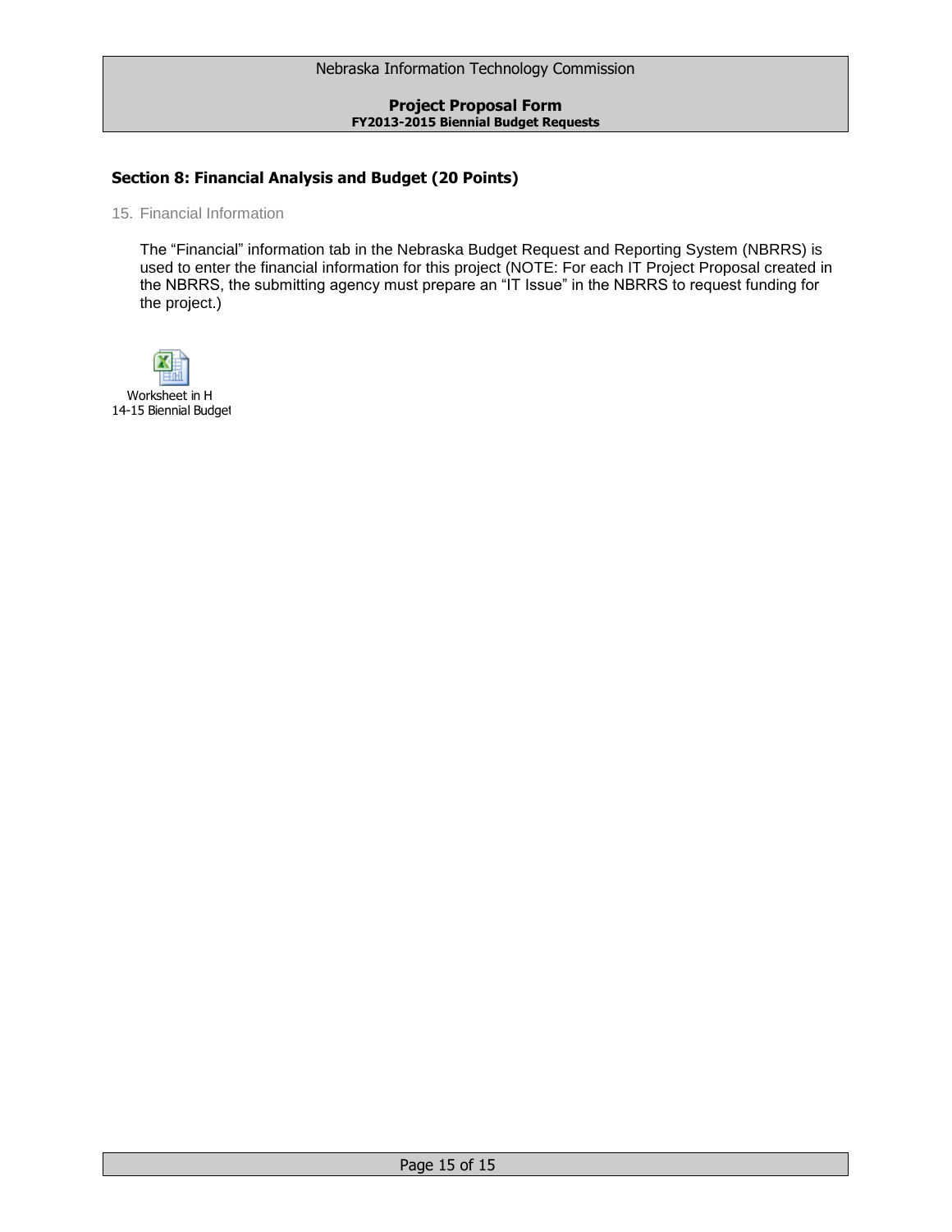## Section 8: Financial Analysis and Budget (20 Points)

15. Financial Information

The "Financial" information tab in the Nebraska Budget Request and Reporting System (NBRRS) is used to enter the financial information for this project (NOTE: For each IT Project Proposal created in the NBRRS, the submitting agency must prepare an "IT Issue" in the NBRRS to request funding for the project.)

Worksheet in H
14-15 Biennial Budget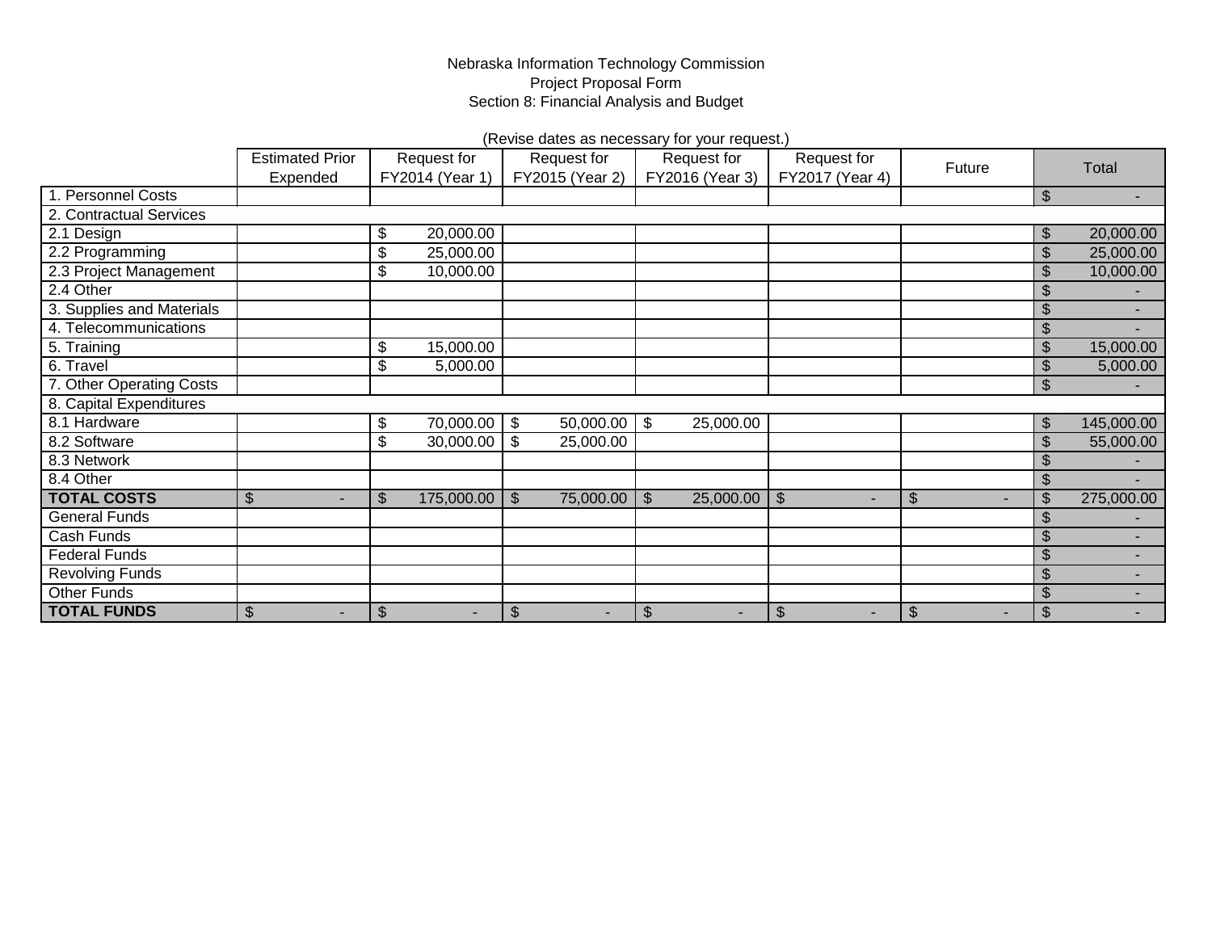Nebraska Information Technology Commission
Project Proposal Form
Section 8: Financial Analysis and Budget

(Revise dates as necessary for your request.)

| | Estimated Prior Expended | Request for FY2014 (Year 1) | Request for FY2015 (Year 2) | Request for FY2016 (Year 3) | Request for FY2017 (Year 4) | Future | Total |
|---|---|---|---|---|---|---|---|
| 1. Personnel Costs | | | | | | | $ - |
| 2. Contractual Services | | | | | | | |
| 2.1 Design | | $ 20,000.00 | | | | | $ 20,000.00 |
| 2.2 Programming | | $ 25,000.00 | | | | | $ 25,000.00 |
| 2.3 Project Management | | $ 10,000.00 | | | | | $ 10,000.00 |
| 2.4 Other | | | | | | | $ - |
| 3. Supplies and Materials | | | | | | | $ - |
| 4. Telecommunications | | | | | | | $ - |
| 5. Training | | $ 15,000.00 | | | | | $ 15,000.00 |
| 6. Travel | | $ 5,000.00 | | | | | $ 5,000.00 |
| 7. Other Operating Costs | | | | | | | $ - |
| 8. Capital Expenditures | | | | | | | |
| 8.1 Hardware | | $ 70,000.00 | $ 50,000.00 | $ 25,000.00 | | | $ 145,000.00 |
| 8.2 Software | | $ 30,000.00 | $ 25,000.00 | | | | $ 55,000.00 |
| 8.3 Network | | | | | | | $ - |
| 8.4 Other | | | | | | | $ - |
| **TOTAL COSTS** | $ - | $ 175,000.00 | $ 75,000.00 | $ 25,000.00 | $ - | $ - | $ 275,000.00 |
| General Funds | | | | | | | $ - |
| Cash Funds | | | | | | | $ - |
| Federal Funds | | | | | | | $ - |
| Revolving Funds | | | | | | | $ - |
| Other Funds | | | | | | | $ - |
| **TOTAL FUNDS** | $ - | $ - | $ - | $ - | $ - | $ - | $ - |